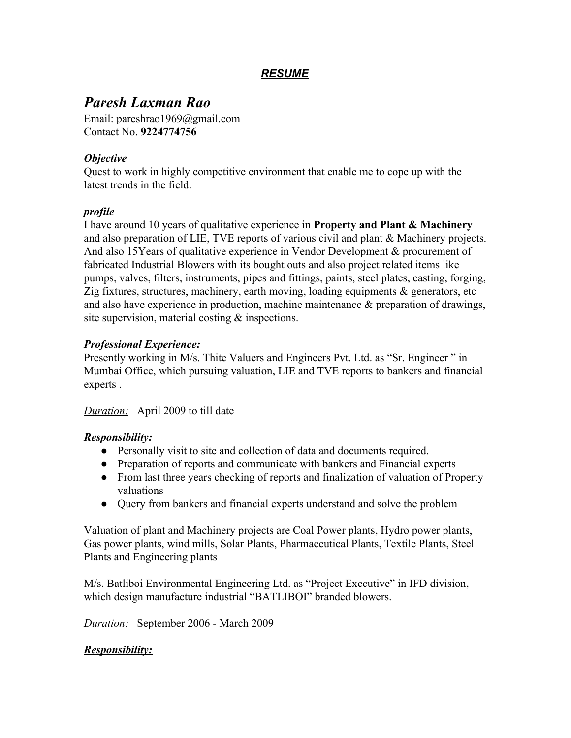## ***RESUME***

# *Paresh Laxman Rao*

Email: pareshrao1969@gmail.com
Contact No. **9224774756**

### ***Objective***

Quest to work in highly competitive environment that enable me to cope up with the latest trends in the field.

### ***profile***

I have around 10 years of qualitative experience in **Property and Plant & Machinery** and also preparation of LIE, TVE reports of various civil and plant & Machinery projects. And also 15Years of qualitative experience in Vendor Development & procurement of fabricated Industrial Blowers with its bought outs and also project related items like pumps, valves, filters, instruments, pipes and fittings, paints, steel plates, casting, forging, Zig fixtures, structures, machinery, earth moving, loading equipments & generators, etc and also have experience in production, machine maintenance & preparation of drawings, site supervision, material costing & inspections.

### ***Professional Experience:***

Presently working in M/s. Thite Valuers and Engineers Pvt. Ltd. as "Sr. Engineer " in Mumbai Office, which pursuing valuation, LIE and TVE reports to bankers and financial experts .

*Duration:* April 2009 to till date

### ***Responsibility:***

- Personally visit to site and collection of data and documents required.
- Preparation of reports and communicate with bankers and Financial experts
- From last three years checking of reports and finalization of valuation of Property valuations
- Query from bankers and financial experts understand and solve the problem

Valuation of plant and Machinery projects are Coal Power plants, Hydro power plants, Gas power plants, wind mills, Solar Plants, Pharmaceutical Plants, Textile Plants, Steel Plants and Engineering plants

M/s. Batliboi Environmental Engineering Ltd. as "Project Executive" in IFD division, which design manufacture industrial "BATLIBOI" branded blowers.

*Duration:* September 2006 - March 2009

### ***Responsibility:***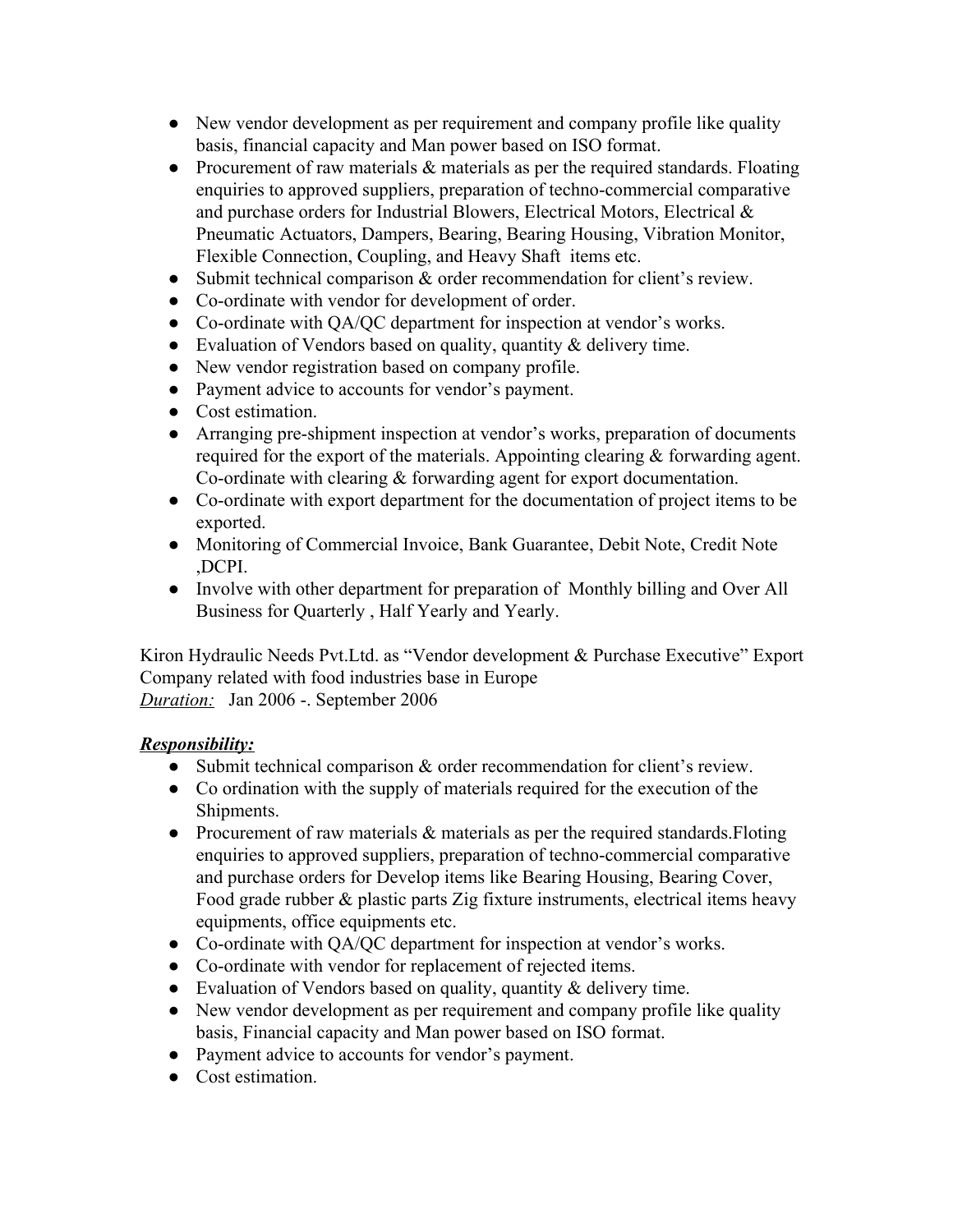- New vendor development as per requirement and company profile like quality basis, financial capacity and Man power based on ISO format.
- Procurement of raw materials & materials as per the required standards. Floating enquiries to approved suppliers, preparation of techno-commercial comparative and purchase orders for Industrial Blowers, Electrical Motors, Electrical & Pneumatic Actuators, Dampers, Bearing, Bearing Housing, Vibration Monitor, Flexible Connection, Coupling, and Heavy Shaft items etc.
- Submit technical comparison & order recommendation for client's review.
- Co-ordinate with vendor for development of order.
- Co-ordinate with QA/QC department for inspection at vendor's works.
- Evaluation of Vendors based on quality, quantity & delivery time.
- New vendor registration based on company profile.
- Payment advice to accounts for vendor's payment.
- Cost estimation.
- Arranging pre-shipment inspection at vendor's works, preparation of documents required for the export of the materials. Appointing clearing & forwarding agent. Co-ordinate with clearing & forwarding agent for export documentation.
- Co-ordinate with export department for the documentation of project items to be exported.
- Monitoring of Commercial Invoice, Bank Guarantee, Debit Note, Credit Note ,DCPI.
- Involve with other department for preparation of Monthly billing and Over All Business for Quarterly , Half Yearly and Yearly.

Kiron Hydraulic Needs Pvt.Ltd. as "Vendor development & Purchase Executive" Export Company related with food industries base in Europe
*Duration:* Jan 2006 -. September 2006

***Responsibility:***

- Submit technical comparison & order recommendation for client's review.
- Co ordination with the supply of materials required for the execution of the Shipments.
- Procurement of raw materials & materials as per the required standards.Floting enquiries to approved suppliers, preparation of techno-commercial comparative and purchase orders for Develop items like Bearing Housing, Bearing Cover, Food grade rubber & plastic parts Zig fixture instruments, electrical items heavy equipments, office equipments etc.
- Co-ordinate with QA/QC department for inspection at vendor's works.
- Co-ordinate with vendor for replacement of rejected items.
- Evaluation of Vendors based on quality, quantity & delivery time.
- New vendor development as per requirement and company profile like quality basis, Financial capacity and Man power based on ISO format.
- Payment advice to accounts for vendor's payment.
- Cost estimation.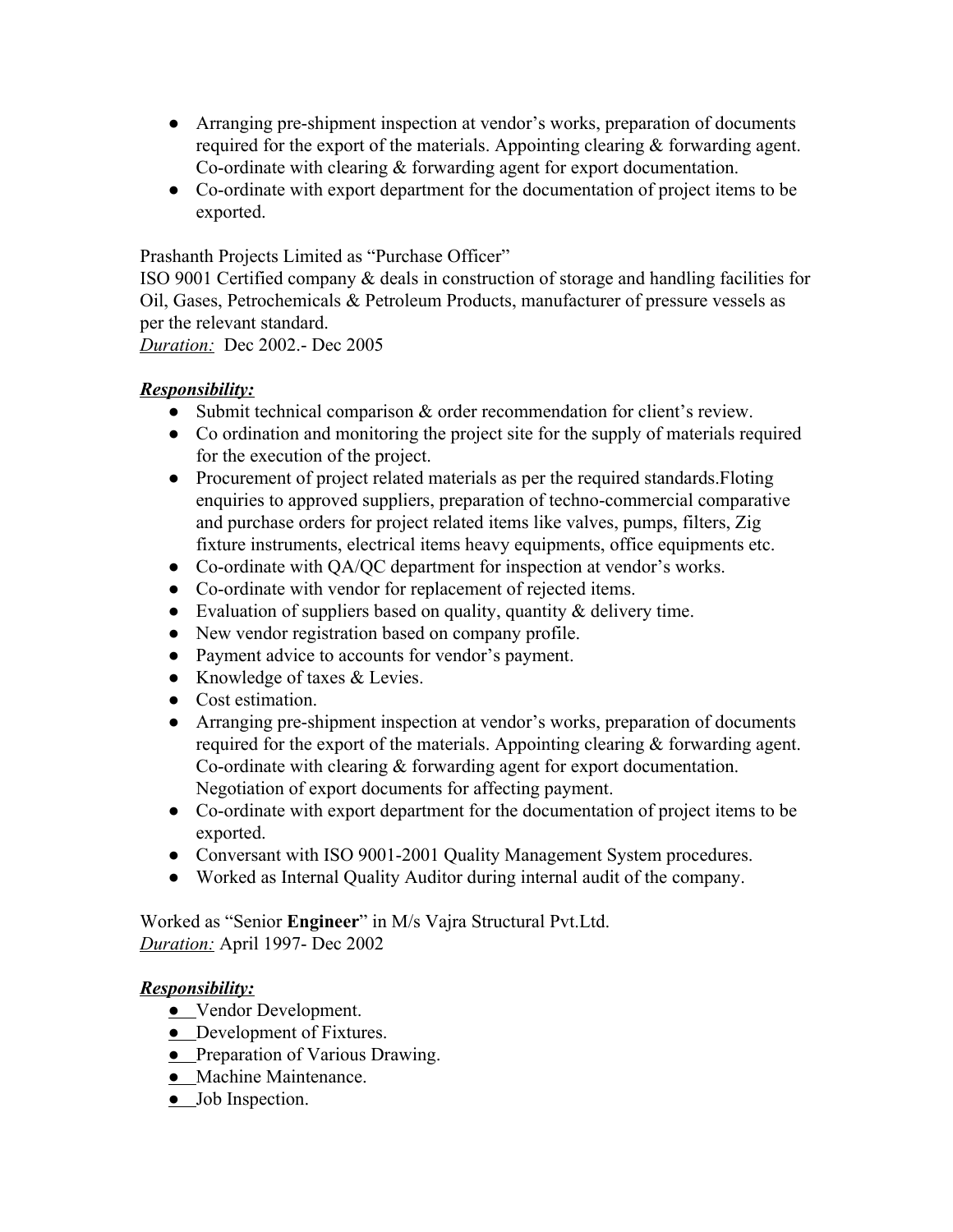- Arranging pre-shipment inspection at vendor's works, preparation of documents required for the export of the materials. Appointing clearing & forwarding agent. Co-ordinate with clearing & forwarding agent for export documentation.
- Co-ordinate with export department for the documentation of project items to be exported.

Prashanth Projects Limited as "Purchase Officer"
ISO 9001 Certified company & deals in construction of storage and handling facilities for Oil, Gases, Petrochemicals & Petroleum Products, manufacturer of pressure vessels as per the relevant standard.
*Duration:* Dec 2002.- Dec 2005

***Responsibility:***

- Submit technical comparison & order recommendation for client's review.
- Co ordination and monitoring the project site for the supply of materials required for the execution of the project.
- Procurement of project related materials as per the required standards.Floting enquiries to approved suppliers, preparation of techno-commercial comparative and purchase orders for project related items like valves, pumps, filters, Zig fixture instruments, electrical items heavy equipments, office equipments etc.
- Co-ordinate with QA/QC department for inspection at vendor's works.
- Co-ordinate with vendor for replacement of rejected items.
- Evaluation of suppliers based on quality, quantity & delivery time.
- New vendor registration based on company profile.
- Payment advice to accounts for vendor's payment.
- Knowledge of taxes & Levies.
- Cost estimation.
- Arranging pre-shipment inspection at vendor's works, preparation of documents required for the export of the materials. Appointing clearing & forwarding agent. Co-ordinate with clearing & forwarding agent for export documentation. Negotiation of export documents for affecting payment.
- Co-ordinate with export department for the documentation of project items to be exported.
- Conversant with ISO 9001-2001 Quality Management System procedures.
- Worked as Internal Quality Auditor during internal audit of the company.

Worked as "Senior **Engineer**" in M/s Vajra Structural Pvt.Ltd.
*Duration:* April 1997- Dec 2002

***Responsibility:***

- Vendor Development.
- Development of Fixtures.
- Preparation of Various Drawing.
- Machine Maintenance.
- Job Inspection.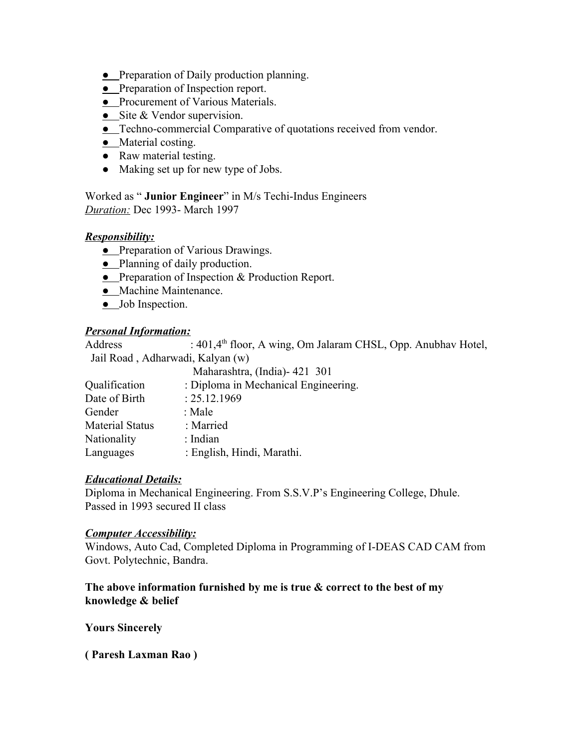- Preparation of Daily production planning.
- Preparation of Inspection report.
- Procurement of Various Materials.
- Site & Vendor supervision.
- Techno-commercial Comparative of quotations received from vendor.
- Material costing.
- Raw material testing.
- Making set up for new type of Jobs.

Worked as " **Junior Engineer**" in M/s Techi-Indus Engineers
*Duration:* Dec 1993- March 1997

***Responsibility:***

- Preparation of Various Drawings.
- Planning of daily production.
- Preparation of Inspection & Production Report.
- Machine Maintenance.
- Job Inspection.

***Personal Information:***

| | |
|---|---|
| Address | : 401,4th floor, A wing, Om Jalaram CHSL, Opp. Anubhav Hotel, Jail Road , Adharwadi, Kalyan (w) Maharashtra, (India)- 421 301 |
| Qualification | : Diploma in Mechanical Engineering. |
| Date of Birth | : 25.12.1969 |
| Gender | : Male |
| Material Status | : Married |
| Nationality | : Indian |
| Languages | : English, Hindi, Marathi. |

***Educational Details:***

Diploma in Mechanical Engineering. From S.S.V.P's Engineering College, Dhule.
Passed in 1993 secured II class

***Computer Accessibility:***

Windows, Auto Cad, Completed Diploma in Programming of I-DEAS CAD CAM from Govt. Polytechnic, Bandra.

**The above information furnished by me is true & correct to the best of my knowledge & belief**

**Yours Sincerely**

**( Paresh Laxman Rao )**